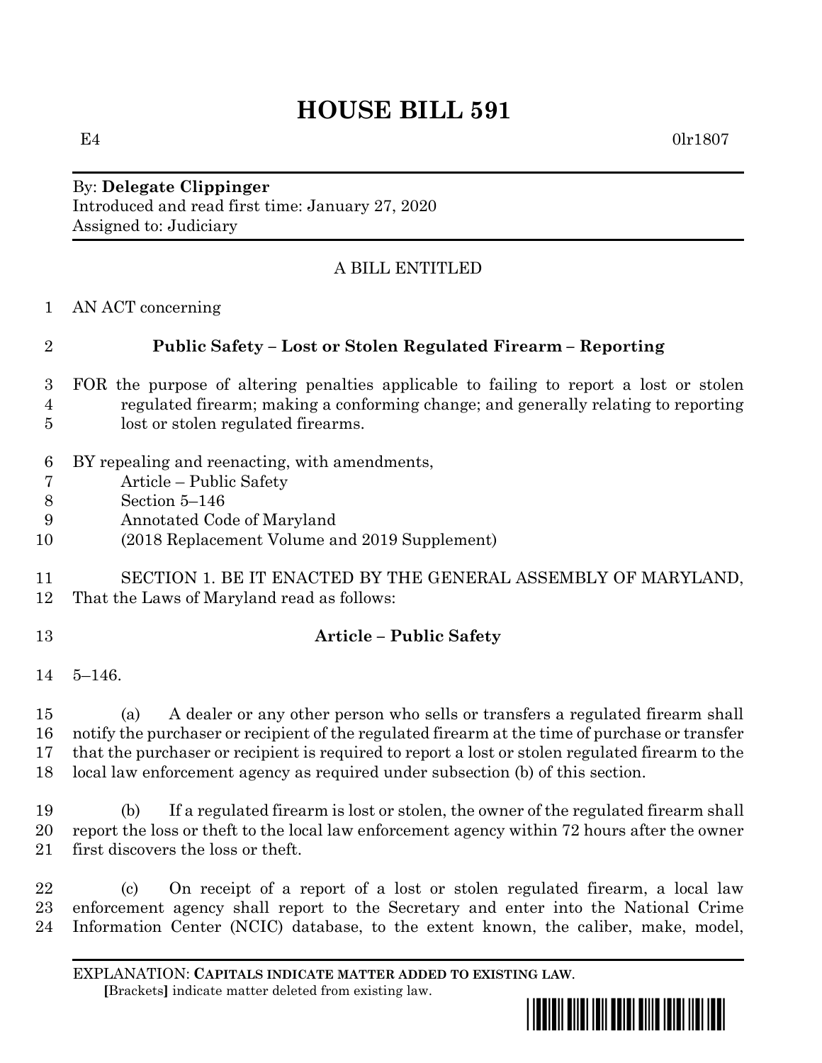# HOUSE BILL 591

E4 0lr1807

By: **Delegate Clippinger**
Introduced and read first time: January 27, 2020
Assigned to: Judiciary

A BILL ENTITLED

AN ACT concerning

**Public Safety – Lost or Stolen Regulated Firearm – Reporting**

FOR the purpose of altering penalties applicable to failing to report a lost or stolen regulated firearm; making a conforming change; and generally relating to reporting lost or stolen regulated firearms.

BY repealing and reenacting, with amendments,
Article – Public Safety
Section 5–146
Annotated Code of Maryland
(2018 Replacement Volume and 2019 Supplement)

SECTION 1. BE IT ENACTED BY THE GENERAL ASSEMBLY OF MARYLAND, That the Laws of Maryland read as follows:

**Article – Public Safety**

5–146.

(a) A dealer or any other person who sells or transfers a regulated firearm shall notify the purchaser or recipient of the regulated firearm at the time of purchase or transfer that the purchaser or recipient is required to report a lost or stolen regulated firearm to the local law enforcement agency as required under subsection (b) of this section.

(b) If a regulated firearm is lost or stolen, the owner of the regulated firearm shall report the loss or theft to the local law enforcement agency within 72 hours after the owner first discovers the loss or theft.

(c) On receipt of a report of a lost or stolen regulated firearm, a local law enforcement agency shall report to the Secretary and enter into the National Crime Information Center (NCIC) database, to the extent known, the caliber, make, model,

EXPLANATION: **CAPITALS INDICATE MATTER ADDED TO EXISTING LAW.**
**[**Brackets**]** indicate matter deleted from existing law.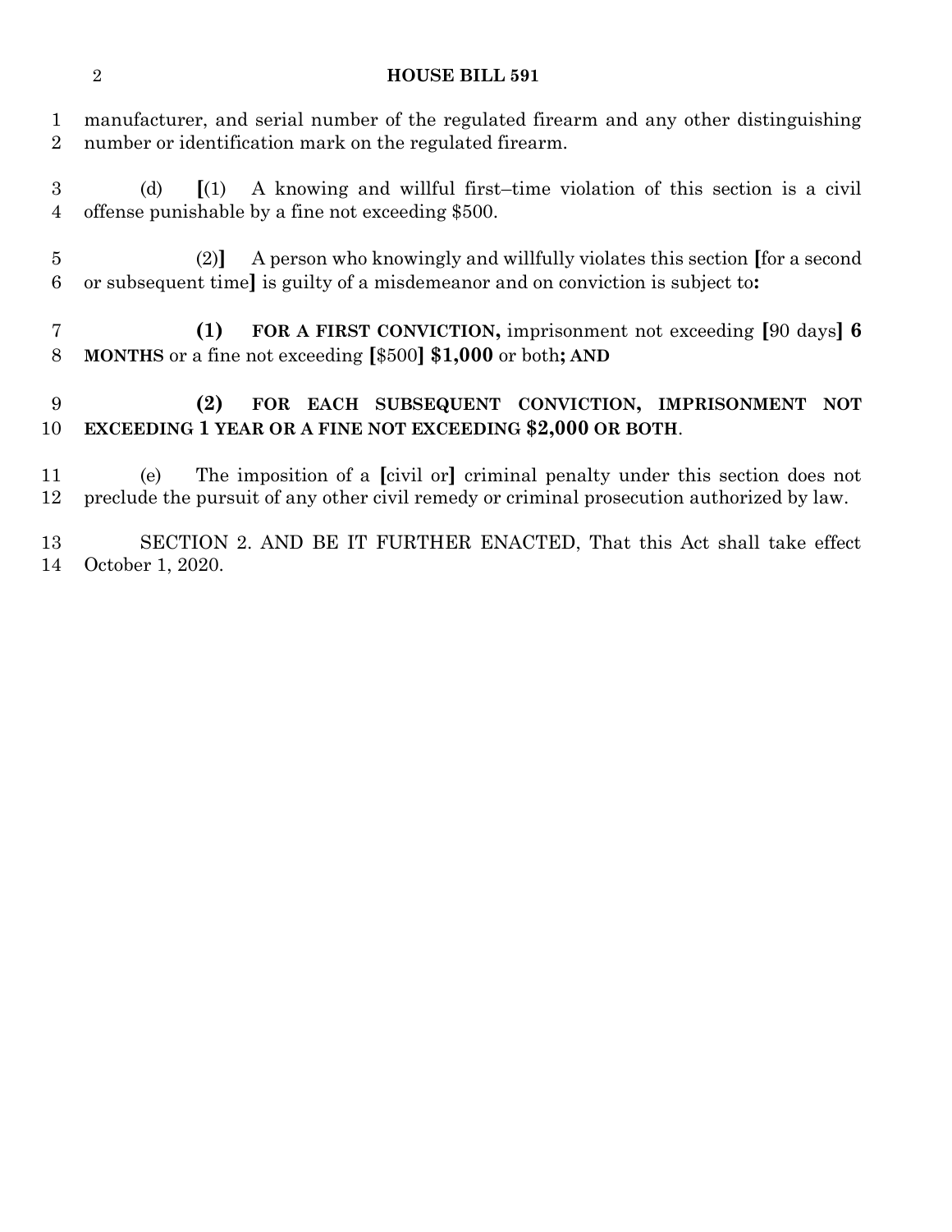manufacturer, and serial number of the regulated firearm and any other distinguishing number or identification mark on the regulated firearm.

(d) [(1) A knowing and willful first–time violation of this section is a civil offense punishable by a fine not exceeding $500.

(2)] A person who knowingly and willfully violates this section [for a second or subsequent time] is guilty of a misdemeanor and on conviction is subject to**:**

**(1) FOR A FIRST CONVICTION,** imprisonment not exceeding [90 days] **6 MONTHS** or a fine not exceeding [$500] **$1,000** or both**; AND**

**(2) FOR EACH SUBSEQUENT CONVICTION, IMPRISONMENT NOT EXCEEDING 1 YEAR OR A FINE NOT EXCEEDING $2,000 OR BOTH**.

(e) The imposition of a [civil or] criminal penalty under this section does not preclude the pursuit of any other civil remedy or criminal prosecution authorized by law.

SECTION 2. AND BE IT FURTHER ENACTED, That this Act shall take effect October 1, 2020.